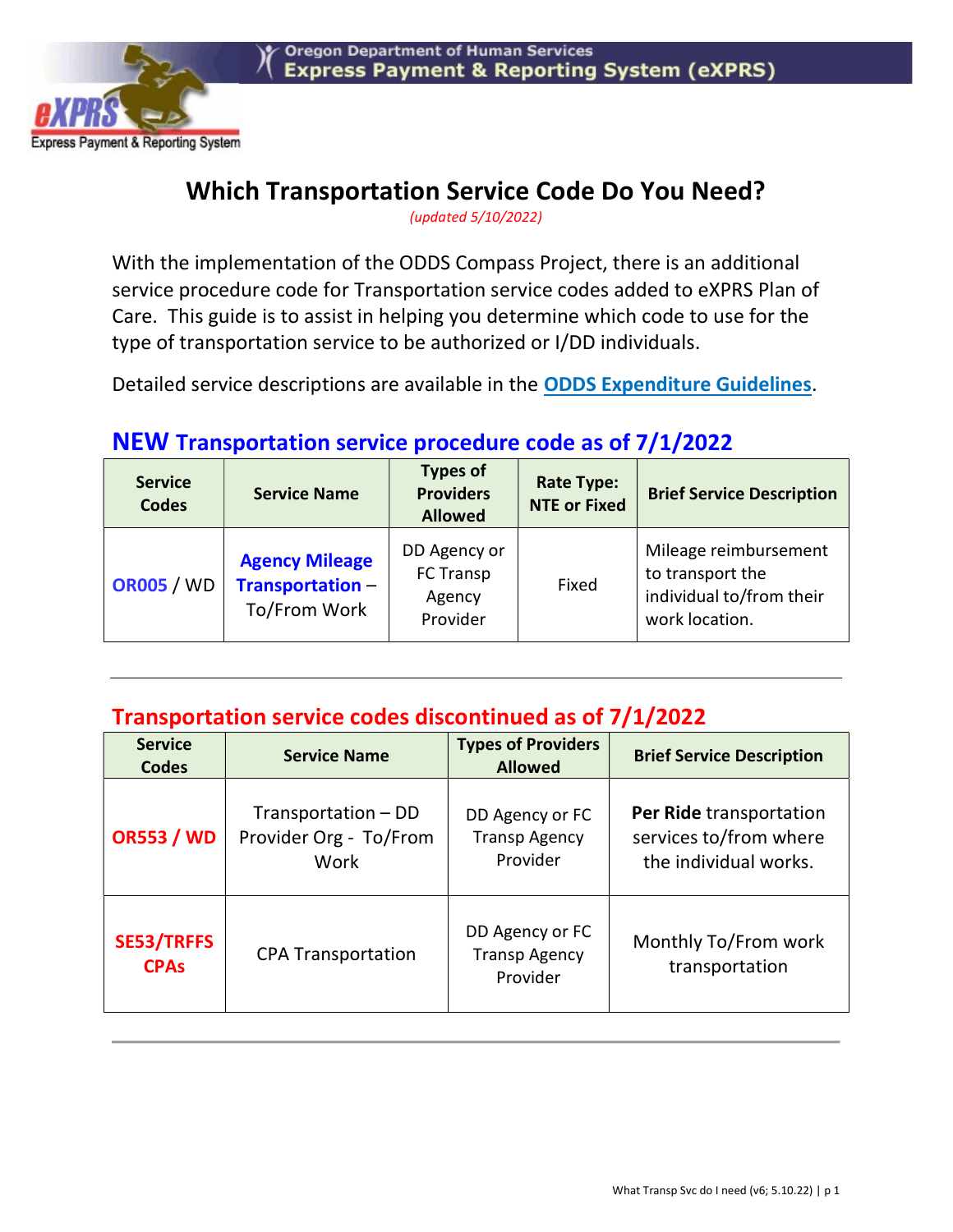Oregon Department of Human Services
Express Payment & Reporting System (eXPRS)

# Which Transportation Service Code Do You Need?

*(updated 5/10/2022)*

With the implementation of the ODDS Compass Project, there is an additional service procedure code for Transportation service codes added to eXPRS Plan of Care. This guide is to assist in helping you determine which code to use for the type of transportation service to be authorized or I/DD individuals.

Detailed service descriptions are available in the **ODDS Expenditure Guidelines**.

## NEW Transportation service procedure code as of 7/1/2022

| Service Codes | Service Name | Types of Providers Allowed | Rate Type: NTE or Fixed | Brief Service Description |
|---|---|---|---|---|
| OR005 / WD | **Agency Mileage Transportation** – To/From Work | DD Agency or FC Transp Agency Provider | Fixed | Mileage reimbursement to transport the individual to/from their work location. |

## Transportation service codes discontinued as of 7/1/2022

| Service Codes | Service Name | Types of Providers Allowed | Brief Service Description |
|---|---|---|---|
| **OR553 / WD** | Transportation – DD Provider Org - To/From Work | DD Agency or FC Transp Agency Provider | **Per Ride** transportation services to/from where the individual works. |
| **SE53/TRFFS CPAs** | CPA Transportation | DD Agency or FC Transp Agency Provider | Monthly To/From work transportation |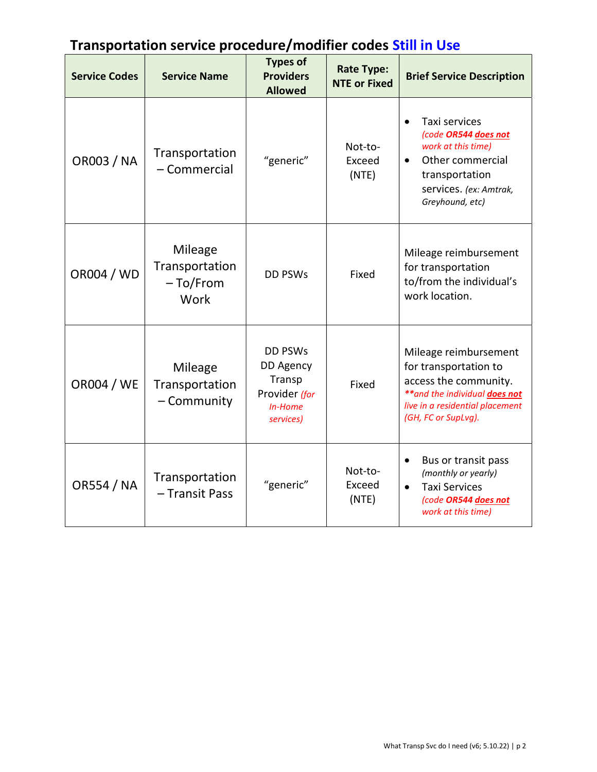## Transportation service procedure/modifier codes Still in Use

| Service Codes | Service Name | Types of Providers Allowed | Rate Type: NTE or Fixed | Brief Service Description |
|---|---|---|---|---|
| OR003 / NA | Transportation – Commercial | "generic" | Not-to-Exceed (NTE) | • Taxi services *(code **OR544** **does not** work at this time)*<br>• Other commercial transportation services. *(ex: Amtrak, Greyhound, etc)* |
| OR004 / WD | Mileage Transportation – To/From Work | DD PSWs | Fixed | Mileage reimbursement for transportation to/from the individual's work location. |
| OR004 / WE | Mileage Transportation – Community | DD PSWs<br>DD Agency Transp Provider *(for In-Home services)* | Fixed | Mileage reimbursement for transportation to access the community. ***\*\*and the individual does not live in a residential placement (GH, FC or SupLvg).*** |
| OR554 / NA | Transportation – Transit Pass | "generic" | Not-to-Exceed (NTE) | • Bus or transit pass *(monthly or yearly)*<br>• Taxi Services *(code **OR544** **does not** work at this time)* |